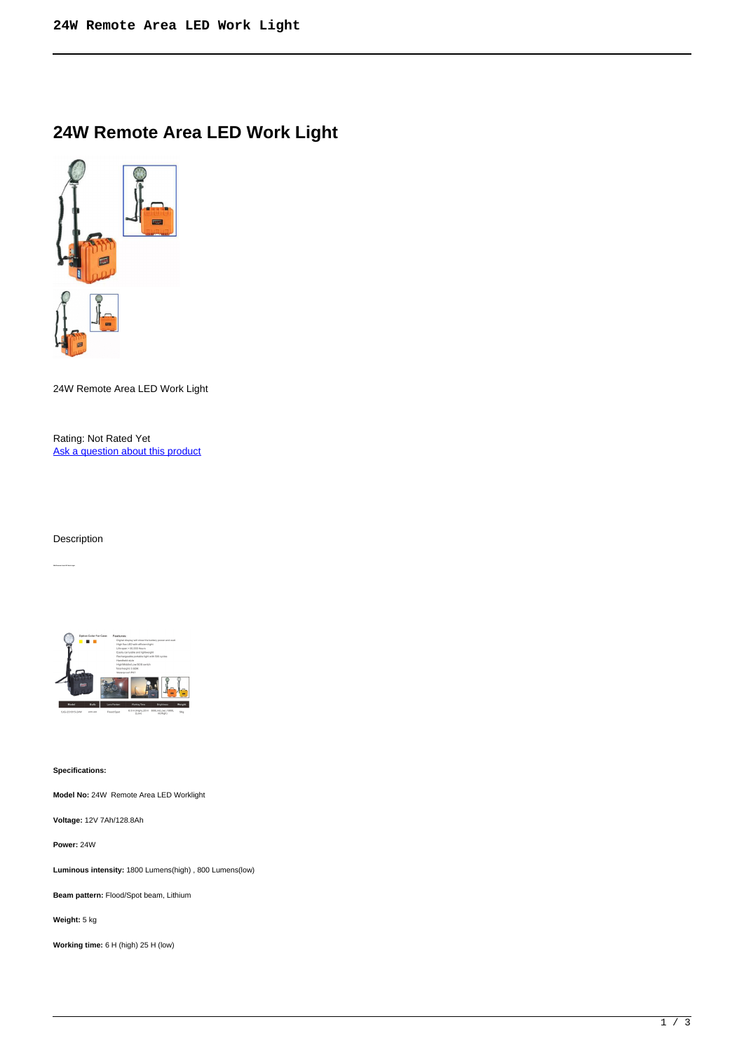# 24W Remote Area LED Work Light

24W Remote Area LED Work Light

Rating: Not Rated Yet
[Ask a question about this product]

Description

**Specifications:**

**Model No:** 24W Remote Area LED Worklight

**Voltage:** 12V 7Ah/128.8Ah

**Power:** 24W

**Luminous intensity:** 1800 Lumens(high) , 800 Lumens(low)

**Beam pattern:** Flood/Spot beam, Lithium

**Weight:** 5 kg

**Working time:** 6 H (high) 25 H (low)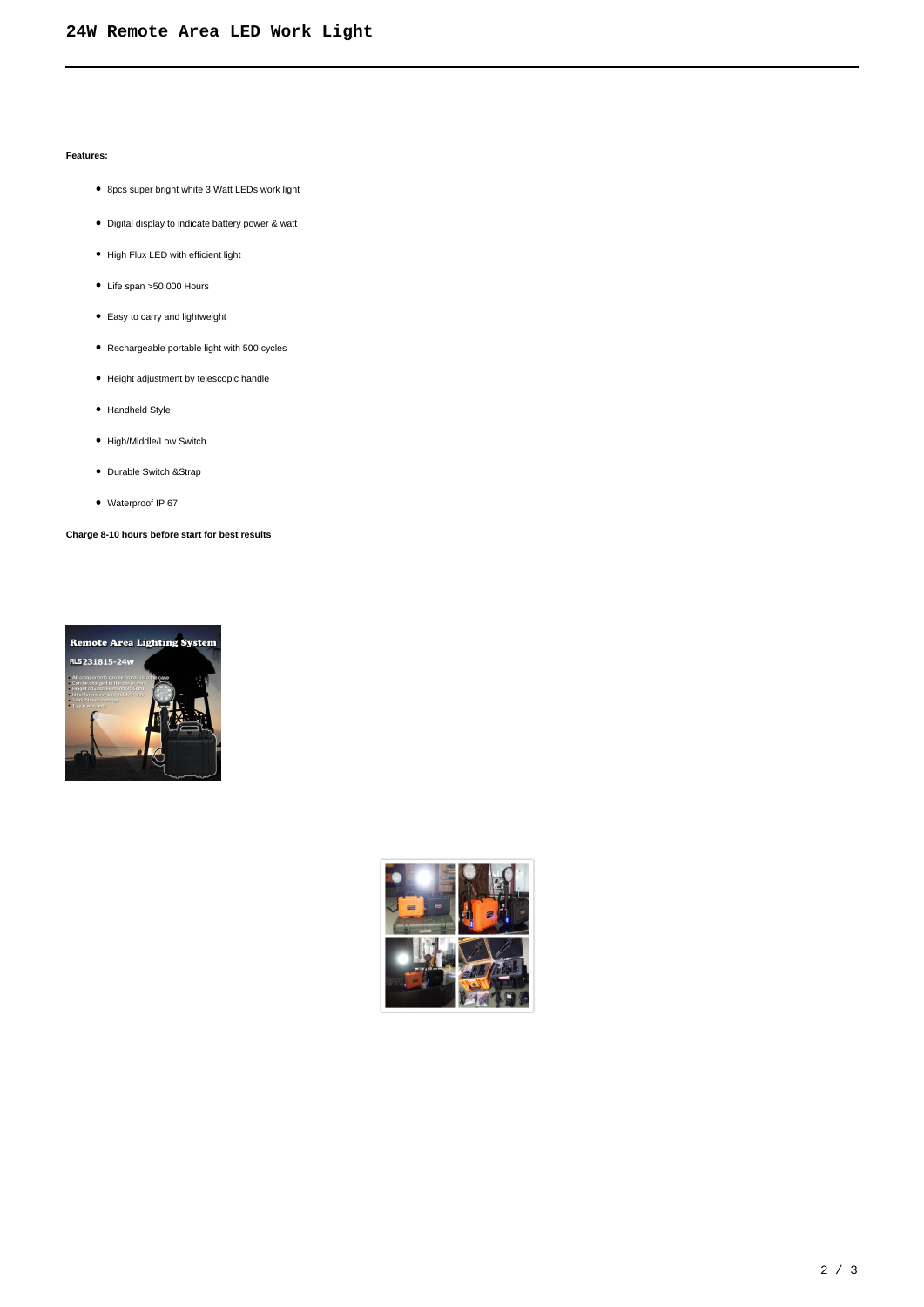# 24W Remote Area LED Work Light

**Features:**

- 8pcs super bright white 3 Watt LEDs work light
- Digital display to indicate battery power & watt
- High Flux LED with efficient light
- Life span >50,000 Hours
- Easy to carry and lightweight
- Rechargeable portable light with 500 cycles
- Height adjustment by telescopic handle
- Handheld Style
- High/Middle/Low Switch
- Durable Switch &Strap
- Waterproof IP 67

**Charge 8-10 hours before start for best results**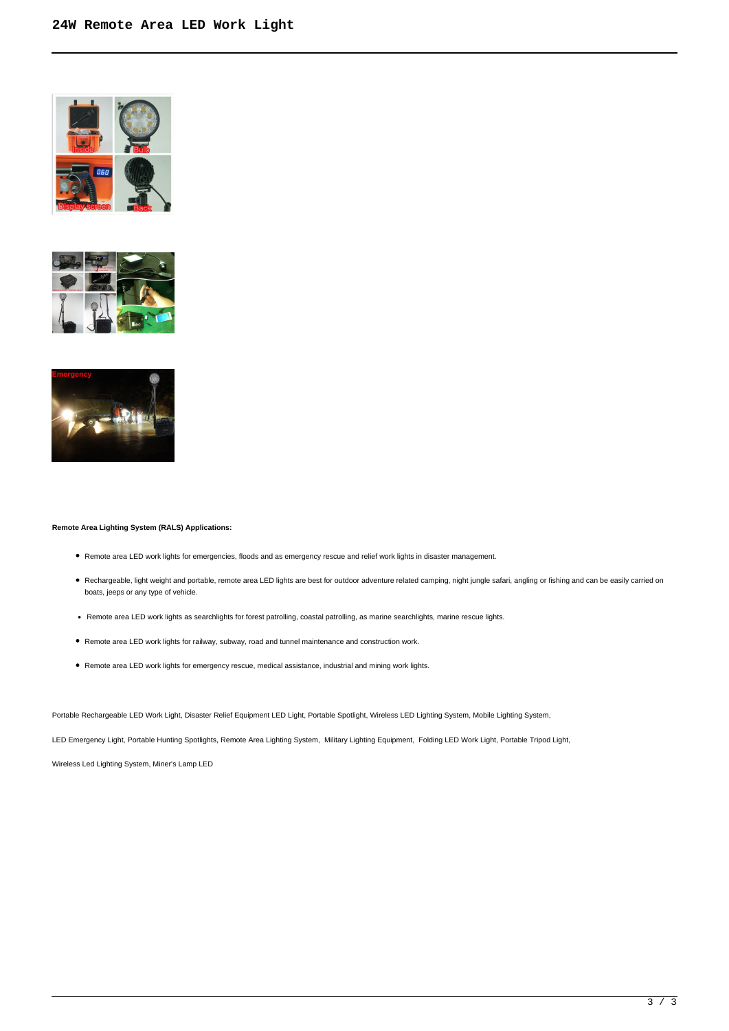# 24W Remote Area LED Work Light

**Remote Area Lighting System (RALS) Applications:**

- Remote area LED work lights for emergencies, floods and as emergency rescue and relief work lights in disaster management.
- Rechargeable, light weight and portable, remote area LED lights are best for outdoor adventure related camping, night jungle safari, angling or fishing and can be easily carried on boats, jeeps or any type of vehicle.
- Remote area LED work lights as searchlights for forest patrolling, coastal patrolling, as marine searchlights, marine rescue lights.
- Remote area LED work lights for railway, subway, road and tunnel maintenance and construction work.
- Remote area LED work lights for emergency rescue, medical assistance, industrial and mining work lights.

Portable Rechargeable LED Work Light, Disaster Relief Equipment LED Light, Portable Spotlight, Wireless LED Lighting System, Mobile Lighting System,

LED Emergency Light, Portable Hunting Spotlights, Remote Area Lighting System, Military Lighting Equipment, Folding LED Work Light, Portable Tripod Light,

Wireless Led Lighting System, Miner's Lamp LED